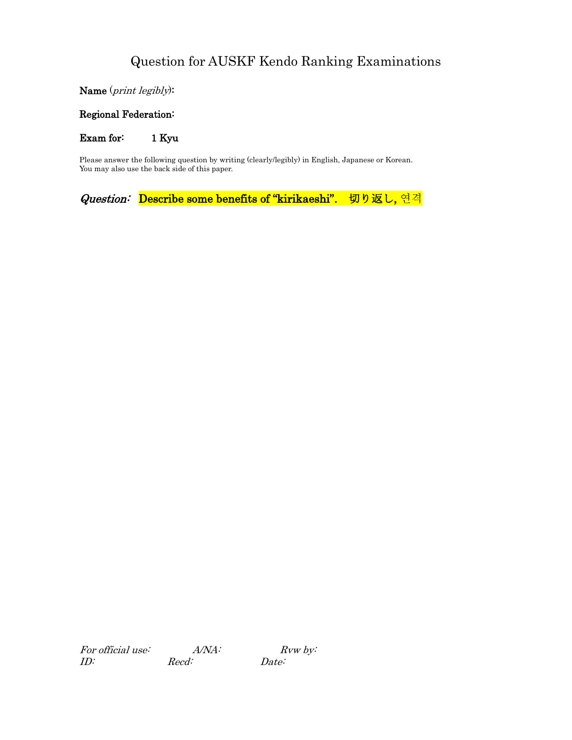# Question for AUSKF Kendo Ranking Examinations

**Name** (*print legibly*):

**Regional Federation:**

**Exam for:** **1 Kyu**

Please answer the following question by writing (clearly/legibly) in English, Japanese or Korean.
You may also use the back side of this paper.

***Question:*** **Describe some benefits of “kirikaeshi”. 切り返し, 연격**

*For official use:* *A/NA:* *Rvw by:*
*ID:* *Recd:* *Date:*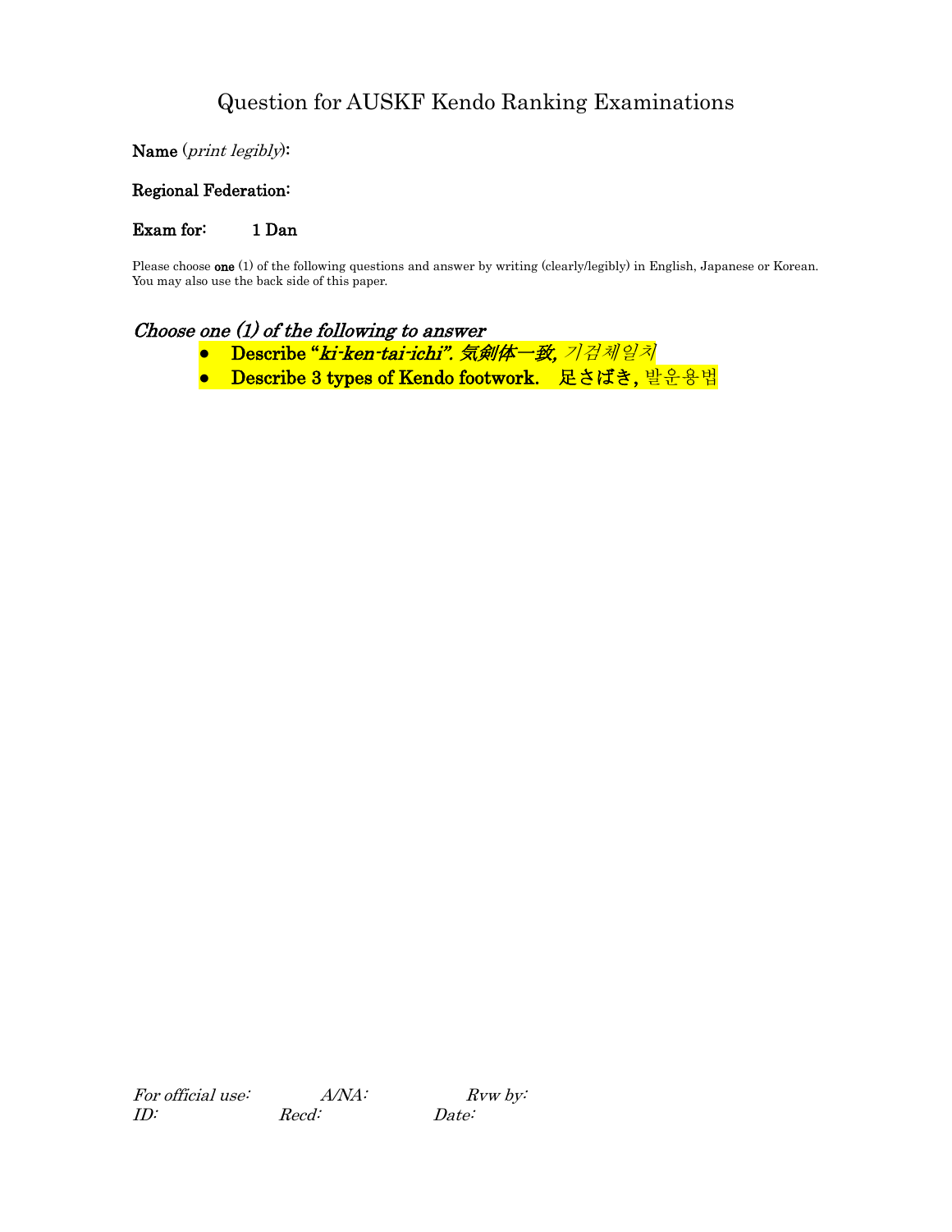# Question for AUSKF Kendo Ranking Examinations

**Name** (*print legibly*):

**Regional Federation:**

**Exam for:** 1 Dan

Please choose **one** (1) of the following questions and answer by writing (clearly/legibly) in English, Japanese or Korean. You may also use the back side of this paper.

## *Choose one (1) of the following to answer*

- **Describe "*ki-ken-tai-ichi*". *気剣体一致, 기검체일치***
- **Describe 3 types of Kendo footwork. 足さばき, 발운용법**

*For official use:* *A/NA:* *Rvw by:*
*ID:* *Recd:* *Date:*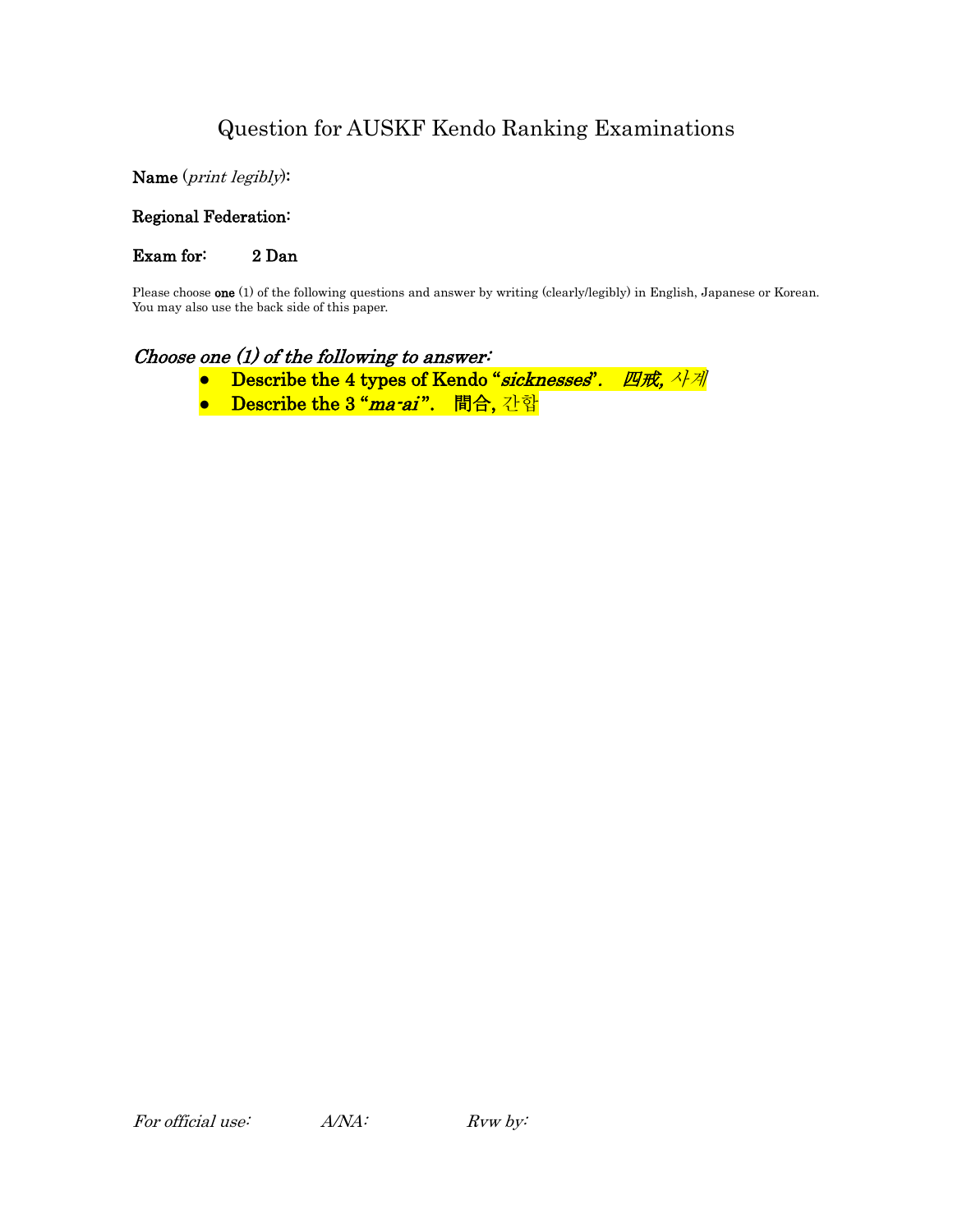# Question for AUSKF Kendo Ranking Examinations

**Name** (*print legibly*):

**Regional Federation:**

**Exam for:** 2 Dan

Please choose **one** (1) of the following questions and answer by writing (clearly/legibly) in English, Japanese or Korean. You may also use the back side of this paper.

## *Choose one (1) of the following to answer:*

- **Describe the 4 types of Kendo "*sicknesses*". *四戒, 사계***
- **Describe the 3 "*ma-ai*". 間合, 간합**

*For official use:* *A/NA:* *Rvw by:*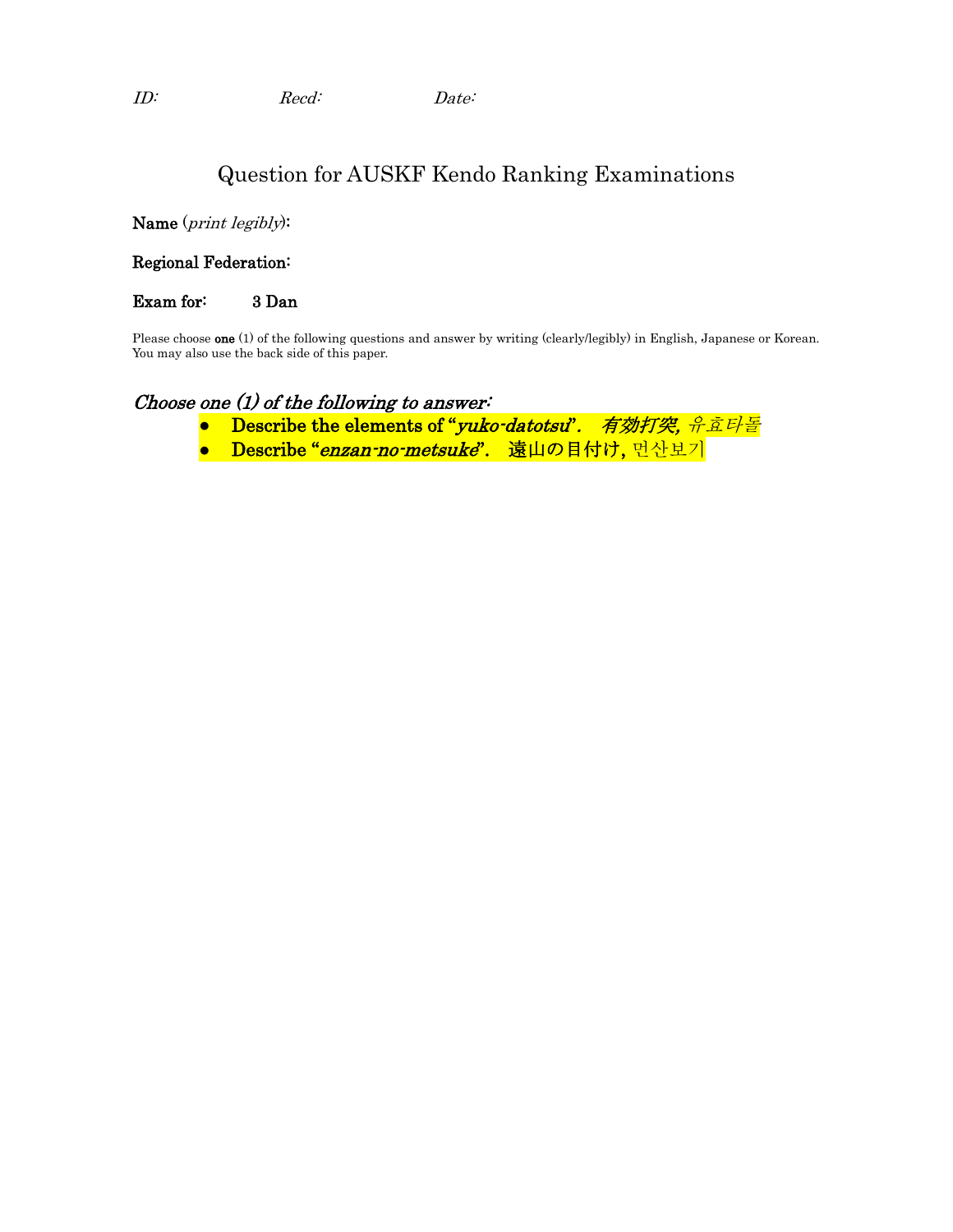*ID:* *Recd:* *Date:*

# Question for AUSKF Kendo Ranking Examinations

**Name** (*print legibly*)**:**

**Regional Federation:**

**Exam for:** **3 Dan**

Please choose **one** (1) of the following questions and answer by writing (clearly/legibly) in English, Japanese or Korean. You may also use the back side of this paper.

## *Choose one (1) of the following to answer:*

- **Describe the elements of "*yuko-datotsu*".** *有効打突, 유효타돌*
- **Describe "*enzan-no-metsuke*".** **遠山の目付け,** 먼산보기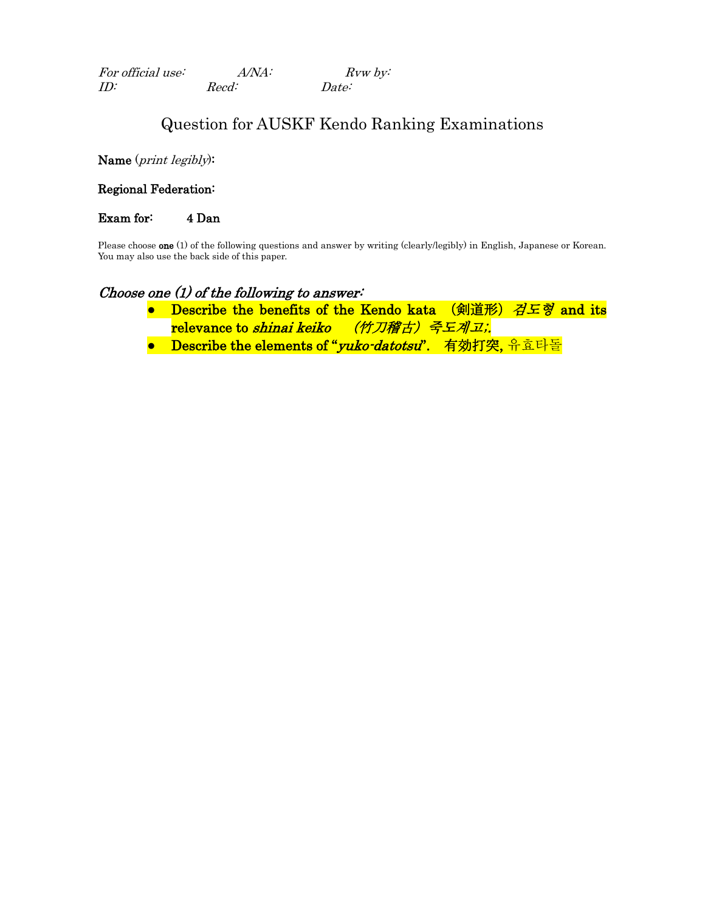*For official use:*  *A/NA:*  *Rvw by:*
*ID:*  *Recd:*  *Date:*

# Question for AUSKF Kendo Ranking Examinations

**Name** (*print legibly*)**:**

**Regional Federation:**

**Exam for:** **4 Dan**

Please choose **one** (1) of the following questions and answer by writing (clearly/legibly) in English, Japanese or Korean. You may also use the back side of this paper.

### *Choose one (1) of the following to answer:*

- **Describe the benefits of the Kendo kata （剣道形）*검도형* and its relevance to *shinai keiko* *（竹刀稽古）죽도계고;*.**
- **Describe the elements of "*yuko-datotsu*". 有効打突, 유효타돌**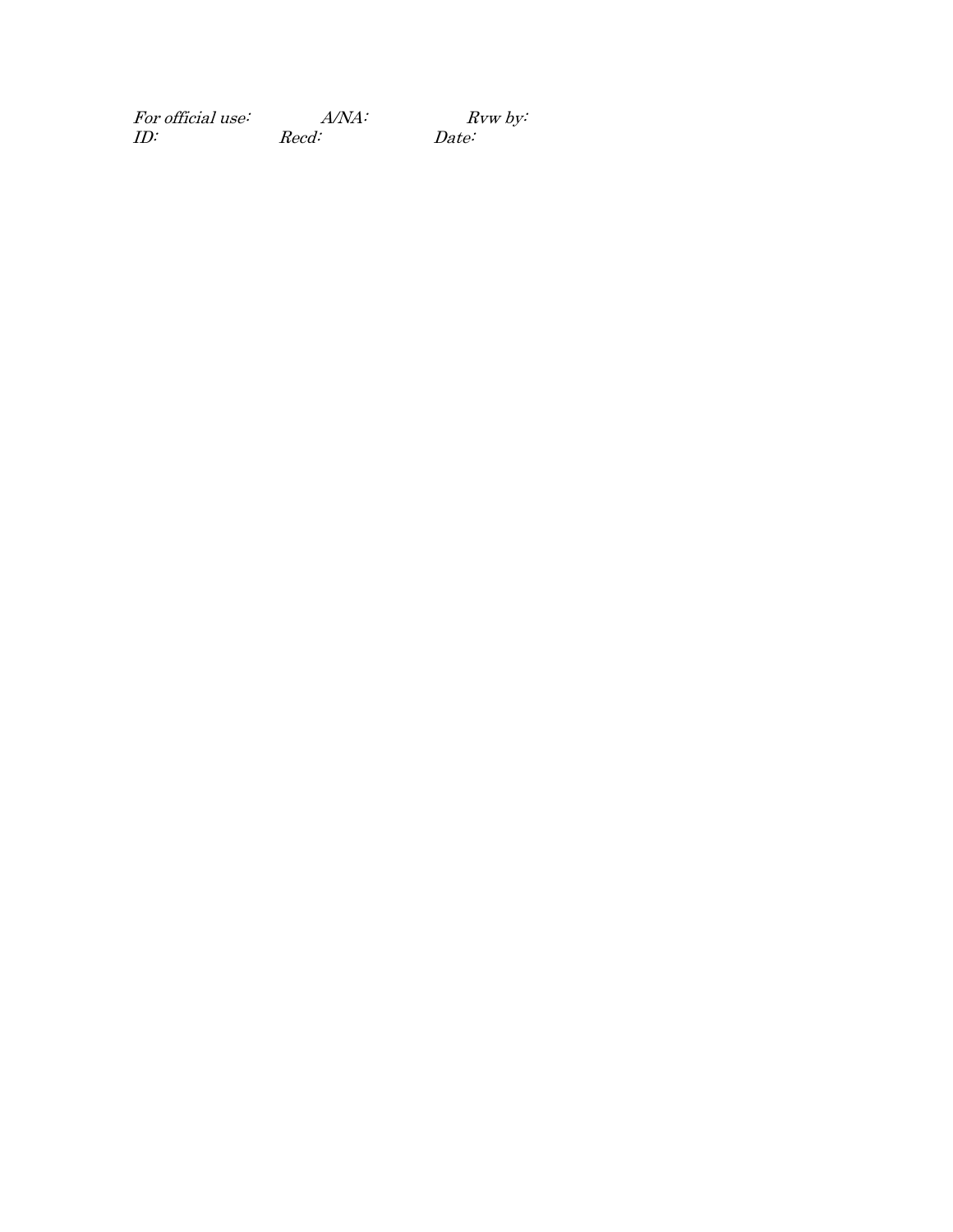*For official use:* *A/NA:* *Rvw by:*
*ID:* *Recd:* *Date:*